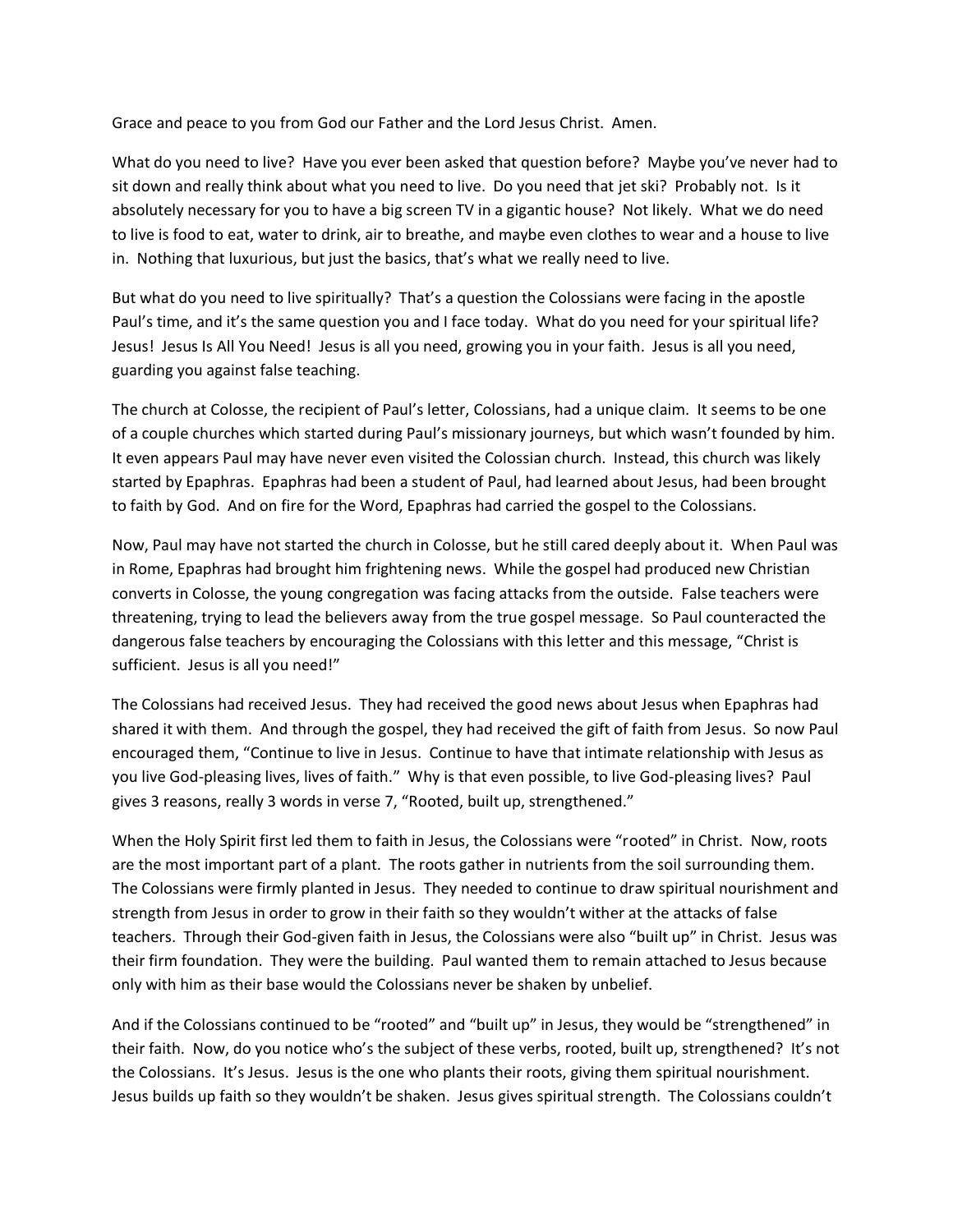Grace and peace to you from God our Father and the Lord Jesus Christ. Amen.

What do you need to live? Have you ever been asked that question before? Maybe you've never had to sit down and really think about what you need to live. Do you need that jet ski? Probably not. Is it absolutely necessary for you to have a big screen TV in a gigantic house? Not likely. What we do need to live is food to eat, water to drink, air to breathe, and maybe even clothes to wear and a house to live in. Nothing that luxurious, but just the basics, that's what we really need to live.

But what do you need to live spiritually? That's a question the Colossians were facing in the apostle Paul's time, and it's the same question you and I face today. What do you need for your spiritual life? Jesus! Jesus Is All You Need! Jesus is all you need, growing you in your faith. Jesus is all you need, guarding you against false teaching.

The church at Colosse, the recipient of Paul's letter, Colossians, had a unique claim. It seems to be one of a couple churches which started during Paul's missionary journeys, but which wasn't founded by him. It even appears Paul may have never even visited the Colossian church. Instead, this church was likely started by Epaphras. Epaphras had been a student of Paul, had learned about Jesus, had been brought to faith by God. And on fire for the Word, Epaphras had carried the gospel to the Colossians.

Now, Paul may have not started the church in Colosse, but he still cared deeply about it. When Paul was in Rome, Epaphras had brought him frightening news. While the gospel had produced new Christian converts in Colosse, the young congregation was facing attacks from the outside. False teachers were threatening, trying to lead the believers away from the true gospel message. So Paul counteracted the dangerous false teachers by encouraging the Colossians with this letter and this message, "Christ is sufficient. Jesus is all you need!"

The Colossians had received Jesus. They had received the good news about Jesus when Epaphras had shared it with them. And through the gospel, they had received the gift of faith from Jesus. So now Paul encouraged them, "Continue to live in Jesus. Continue to have that intimate relationship with Jesus as you live God-pleasing lives, lives of faith." Why is that even possible, to live God-pleasing lives? Paul gives 3 reasons, really 3 words in verse 7, "Rooted, built up, strengthened."

When the Holy Spirit first led them to faith in Jesus, the Colossians were "rooted" in Christ. Now, roots are the most important part of a plant. The roots gather in nutrients from the soil surrounding them. The Colossians were firmly planted in Jesus. They needed to continue to draw spiritual nourishment and strength from Jesus in order to grow in their faith so they wouldn't wither at the attacks of false teachers. Through their God-given faith in Jesus, the Colossians were also "built up" in Christ. Jesus was their firm foundation. They were the building. Paul wanted them to remain attached to Jesus because only with him as their base would the Colossians never be shaken by unbelief.

And if the Colossians continued to be "rooted" and "built up" in Jesus, they would be "strengthened" in their faith. Now, do you notice who's the subject of these verbs, rooted, built up, strengthened? It's not the Colossians. It's Jesus. Jesus is the one who plants their roots, giving them spiritual nourishment. Jesus builds up faith so they wouldn't be shaken. Jesus gives spiritual strength. The Colossians couldn't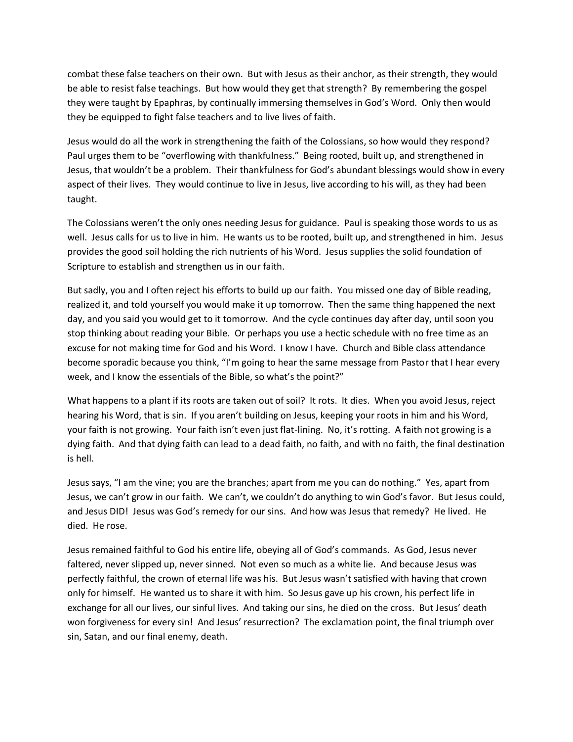combat these false teachers on their own. But with Jesus as their anchor, as their strength, they would be able to resist false teachings. But how would they get that strength? By remembering the gospel they were taught by Epaphras, by continually immersing themselves in God's Word. Only then would they be equipped to fight false teachers and to live lives of faith.

Jesus would do all the work in strengthening the faith of the Colossians, so how would they respond? Paul urges them to be "overflowing with thankfulness." Being rooted, built up, and strengthened in Jesus, that wouldn't be a problem. Their thankfulness for God's abundant blessings would show in every aspect of their lives. They would continue to live in Jesus, live according to his will, as they had been taught.

The Colossians weren't the only ones needing Jesus for guidance. Paul is speaking those words to us as well. Jesus calls for us to live in him. He wants us to be rooted, built up, and strengthened in him. Jesus provides the good soil holding the rich nutrients of his Word. Jesus supplies the solid foundation of Scripture to establish and strengthen us in our faith.

But sadly, you and I often reject his efforts to build up our faith. You missed one day of Bible reading, realized it, and told yourself you would make it up tomorrow. Then the same thing happened the next day, and you said you would get to it tomorrow. And the cycle continues day after day, until soon you stop thinking about reading your Bible. Or perhaps you use a hectic schedule with no free time as an excuse for not making time for God and his Word. I know I have. Church and Bible class attendance become sporadic because you think, "I'm going to hear the same message from Pastor that I hear every week, and I know the essentials of the Bible, so what's the point?"

What happens to a plant if its roots are taken out of soil? It rots. It dies. When you avoid Jesus, reject hearing his Word, that is sin. If you aren't building on Jesus, keeping your roots in him and his Word, your faith is not growing. Your faith isn't even just flat-lining. No, it's rotting. A faith not growing is a dying faith. And that dying faith can lead to a dead faith, no faith, and with no faith, the final destination is hell.

Jesus says, "I am the vine; you are the branches; apart from me you can do nothing." Yes, apart from Jesus, we can't grow in our faith. We can't, we couldn't do anything to win God's favor. But Jesus could, and Jesus DID! Jesus was God's remedy for our sins. And how was Jesus that remedy? He lived. He died. He rose.

Jesus remained faithful to God his entire life, obeying all of God's commands. As God, Jesus never faltered, never slipped up, never sinned. Not even so much as a white lie. And because Jesus was perfectly faithful, the crown of eternal life was his. But Jesus wasn't satisfied with having that crown only for himself. He wanted us to share it with him. So Jesus gave up his crown, his perfect life in exchange for all our lives, our sinful lives. And taking our sins, he died on the cross. But Jesus' death won forgiveness for every sin! And Jesus' resurrection? The exclamation point, the final triumph over sin, Satan, and our final enemy, death.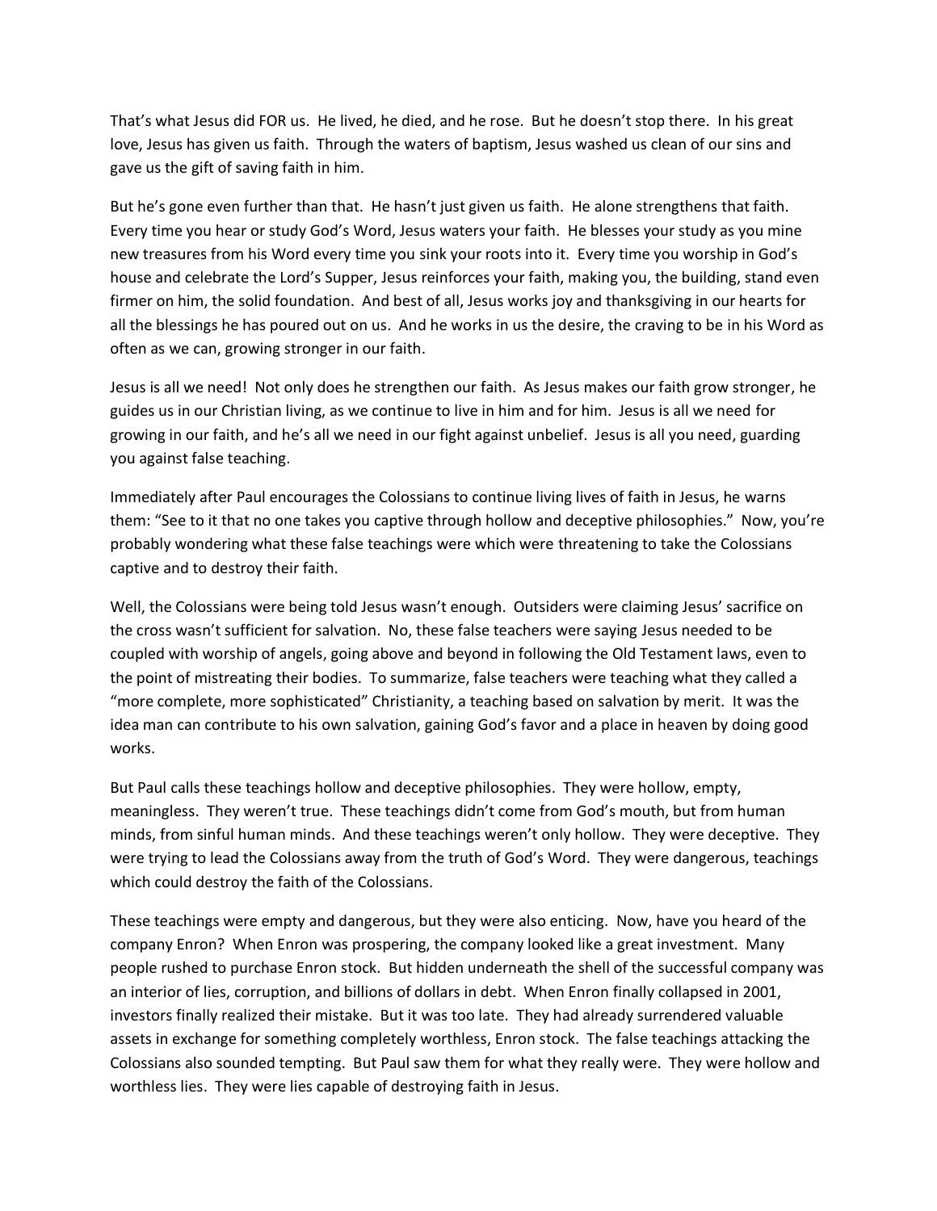That's what Jesus did FOR us. He lived, he died, and he rose. But he doesn't stop there. In his great love, Jesus has given us faith. Through the waters of baptism, Jesus washed us clean of our sins and gave us the gift of saving faith in him.

But he's gone even further than that. He hasn't just given us faith. He alone strengthens that faith. Every time you hear or study God's Word, Jesus waters your faith. He blesses your study as you mine new treasures from his Word every time you sink your roots into it. Every time you worship in God's house and celebrate the Lord's Supper, Jesus reinforces your faith, making you, the building, stand even firmer on him, the solid foundation. And best of all, Jesus works joy and thanksgiving in our hearts for all the blessings he has poured out on us. And he works in us the desire, the craving to be in his Word as often as we can, growing stronger in our faith.

Jesus is all we need! Not only does he strengthen our faith. As Jesus makes our faith grow stronger, he guides us in our Christian living, as we continue to live in him and for him. Jesus is all we need for growing in our faith, and he's all we need in our fight against unbelief. Jesus is all you need, guarding you against false teaching.

Immediately after Paul encourages the Colossians to continue living lives of faith in Jesus, he warns them: "See to it that no one takes you captive through hollow and deceptive philosophies." Now, you're probably wondering what these false teachings were which were threatening to take the Colossians captive and to destroy their faith.

Well, the Colossians were being told Jesus wasn't enough. Outsiders were claiming Jesus' sacrifice on the cross wasn't sufficient for salvation. No, these false teachers were saying Jesus needed to be coupled with worship of angels, going above and beyond in following the Old Testament laws, even to the point of mistreating their bodies. To summarize, false teachers were teaching what they called a "more complete, more sophisticated" Christianity, a teaching based on salvation by merit. It was the idea man can contribute to his own salvation, gaining God's favor and a place in heaven by doing good works.

But Paul calls these teachings hollow and deceptive philosophies. They were hollow, empty, meaningless. They weren't true. These teachings didn't come from God's mouth, but from human minds, from sinful human minds. And these teachings weren't only hollow. They were deceptive. They were trying to lead the Colossians away from the truth of God's Word. They were dangerous, teachings which could destroy the faith of the Colossians.

These teachings were empty and dangerous, but they were also enticing. Now, have you heard of the company Enron? When Enron was prospering, the company looked like a great investment. Many people rushed to purchase Enron stock. But hidden underneath the shell of the successful company was an interior of lies, corruption, and billions of dollars in debt. When Enron finally collapsed in 2001, investors finally realized their mistake. But it was too late. They had already surrendered valuable assets in exchange for something completely worthless, Enron stock. The false teachings attacking the Colossians also sounded tempting. But Paul saw them for what they really were. They were hollow and worthless lies. They were lies capable of destroying faith in Jesus.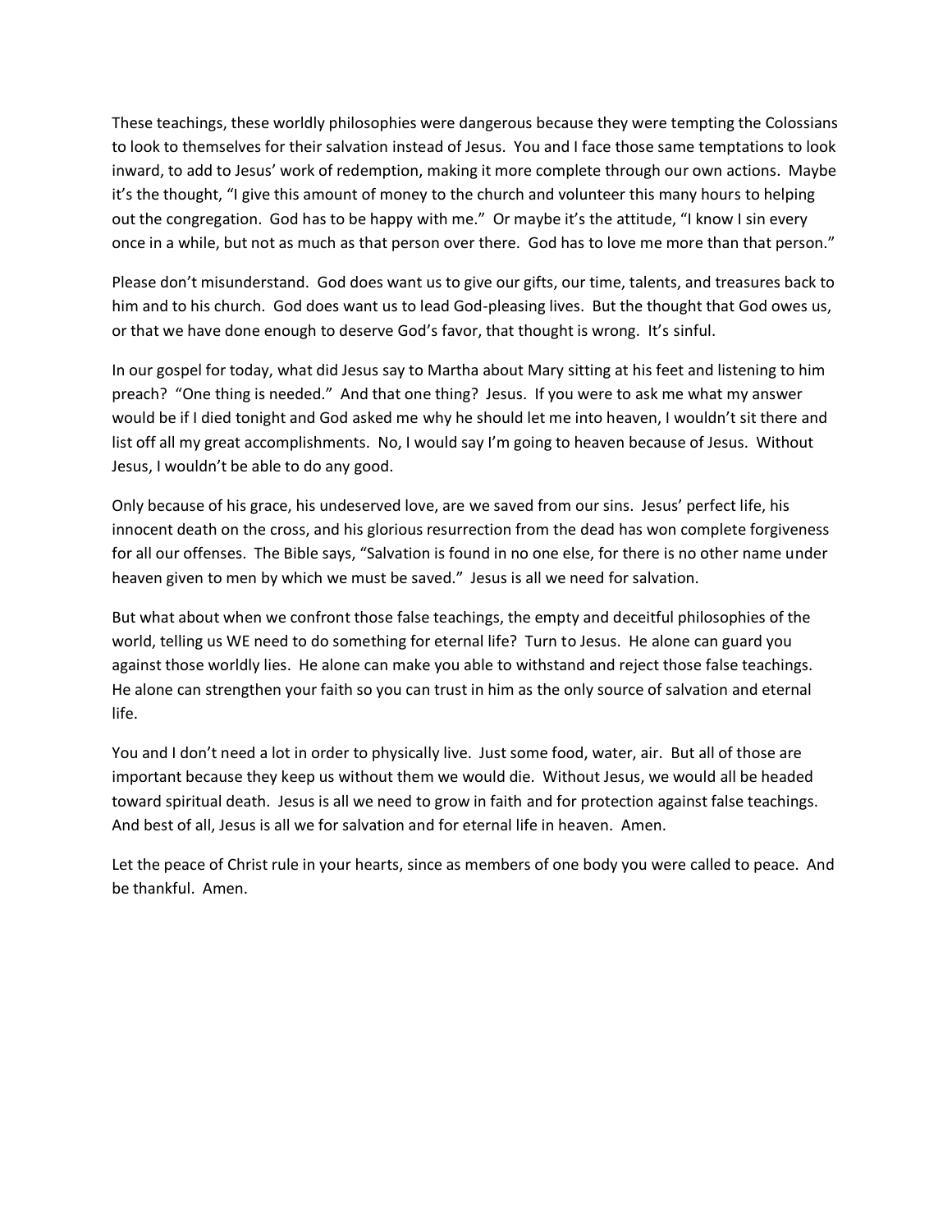These teachings, these worldly philosophies were dangerous because they were tempting the Colossians to look to themselves for their salvation instead of Jesus. You and I face those same temptations to look inward, to add to Jesus' work of redemption, making it more complete through our own actions. Maybe it's the thought, "I give this amount of money to the church and volunteer this many hours to helping out the congregation. God has to be happy with me." Or maybe it's the attitude, "I know I sin every once in a while, but not as much as that person over there. God has to love me more than that person."

Please don't misunderstand. God does want us to give our gifts, our time, talents, and treasures back to him and to his church. God does want us to lead God-pleasing lives. But the thought that God owes us, or that we have done enough to deserve God's favor, that thought is wrong. It's sinful.

In our gospel for today, what did Jesus say to Martha about Mary sitting at his feet and listening to him preach? "One thing is needed." And that one thing? Jesus. If you were to ask me what my answer would be if I died tonight and God asked me why he should let me into heaven, I wouldn't sit there and list off all my great accomplishments. No, I would say I'm going to heaven because of Jesus. Without Jesus, I wouldn't be able to do any good.

Only because of his grace, his undeserved love, are we saved from our sins. Jesus' perfect life, his innocent death on the cross, and his glorious resurrection from the dead has won complete forgiveness for all our offenses. The Bible says, "Salvation is found in no one else, for there is no other name under heaven given to men by which we must be saved." Jesus is all we need for salvation.

But what about when we confront those false teachings, the empty and deceitful philosophies of the world, telling us WE need to do something for eternal life? Turn to Jesus. He alone can guard you against those worldly lies. He alone can make you able to withstand and reject those false teachings. He alone can strengthen your faith so you can trust in him as the only source of salvation and eternal life.

You and I don't need a lot in order to physically live. Just some food, water, air. But all of those are important because they keep us without them we would die. Without Jesus, we would all be headed toward spiritual death. Jesus is all we need to grow in faith and for protection against false teachings. And best of all, Jesus is all we for salvation and for eternal life in heaven. Amen.

Let the peace of Christ rule in your hearts, since as members of one body you were called to peace. And be thankful. Amen.